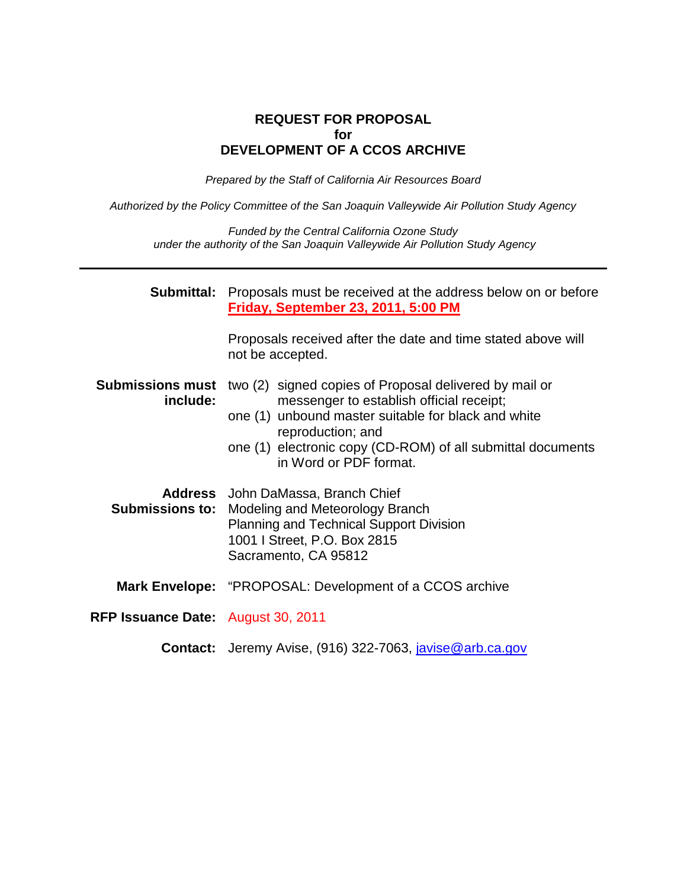# REQUEST FOR PROPOSAL
# for
# DEVELOPMENT OF A CCOS ARCHIVE

*Prepared by the Staff of California Air Resources Board*

*Authorized by the Policy Committee of the San Joaquin Valleywide Air Pollution Study Agency*

*Funded by the Central California Ozone Study*
*under the authority of the San Joaquin Valleywide Air Pollution Study Agency*

---

**Submittal:** Proposals must be received at the address below on or before **Friday, September 23, 2011, 5:00 PM**

Proposals received after the date and time stated above will not be accepted.

**Submissions must include:**
- two (2) signed copies of Proposal delivered by mail or messenger to establish official receipt;
- one (1) unbound master suitable for black and white reproduction; and
- one (1) electronic copy (CD-ROM) of all submittal documents in Word or PDF format.

**Address Submissions to:**
John DaMassa, Branch Chief
Modeling and Meteorology Branch
Planning and Technical Support Division
1001 I Street, P.O. Box 2815
Sacramento, CA 95812

**Mark Envelope:** "PROPOSAL: Development of a CCOS archive

**RFP Issuance Date:** August 30, 2011

**Contact:** Jeremy Avise, (916) 322-7063, javise@arb.ca.gov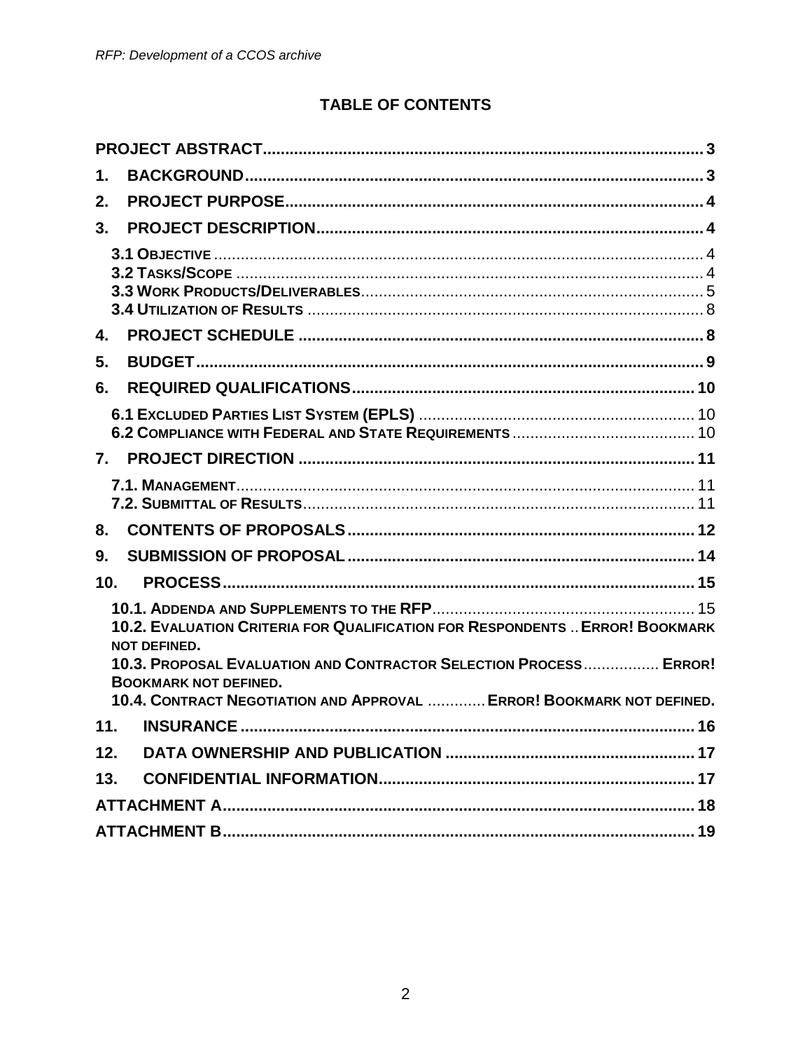## TABLE OF CONTENTS

| | |
|---|---|
| **PROJECT ABSTRACT** | **3** |
| **1. BACKGROUND** | **3** |
| **2. PROJECT PURPOSE** | **4** |
| **3. PROJECT DESCRIPTION** | **4** |
| **3.1 OBJECTIVE** | 4 |
| **3.2 TASKS/SCOPE** | 4 |
| **3.3 WORK PRODUCTS/DELIVERABLES** | 5 |
| **3.4 UTILIZATION OF RESULTS** | 8 |
| **4. PROJECT SCHEDULE** | **8** |
| **5. BUDGET** | **9** |
| **6. REQUIRED QUALIFICATIONS** | **10** |
| **6.1 EXCLUDED PARTIES LIST SYSTEM (EPLS)** | 10 |
| **6.2 COMPLIANCE WITH FEDERAL AND STATE REQUIREMENTS** | 10 |
| **7. PROJECT DIRECTION** | **11** |
| **7.1. MANAGEMENT** | 11 |
| **7.2. SUBMITTAL OF RESULTS** | 11 |
| **8. CONTENTS OF PROPOSALS** | **12** |
| **9. SUBMISSION OF PROPOSAL** | **14** |
| **10. PROCESS** | **15** |
| **10.1. ADDENDA AND SUPPLEMENTS TO THE RFP** | 15 |
| **10.2. EVALUATION CRITERIA FOR QUALIFICATION FOR RESPONDENTS** | **ERROR! BOOKMARK NOT DEFINED.** |
| **10.3. PROPOSAL EVALUATION AND CONTRACTOR SELECTION PROCESS** | **ERROR! BOOKMARK NOT DEFINED.** |
| **10.4. CONTRACT NEGOTIATION AND APPROVAL** | **ERROR! BOOKMARK NOT DEFINED.** |
| **11. INSURANCE** | **16** |
| **12. DATA OWNERSHIP AND PUBLICATION** | **17** |
| **13. CONFIDENTIAL INFORMATION** | **17** |
| **ATTACHMENT A** | **18** |
| **ATTACHMENT B** | **19** |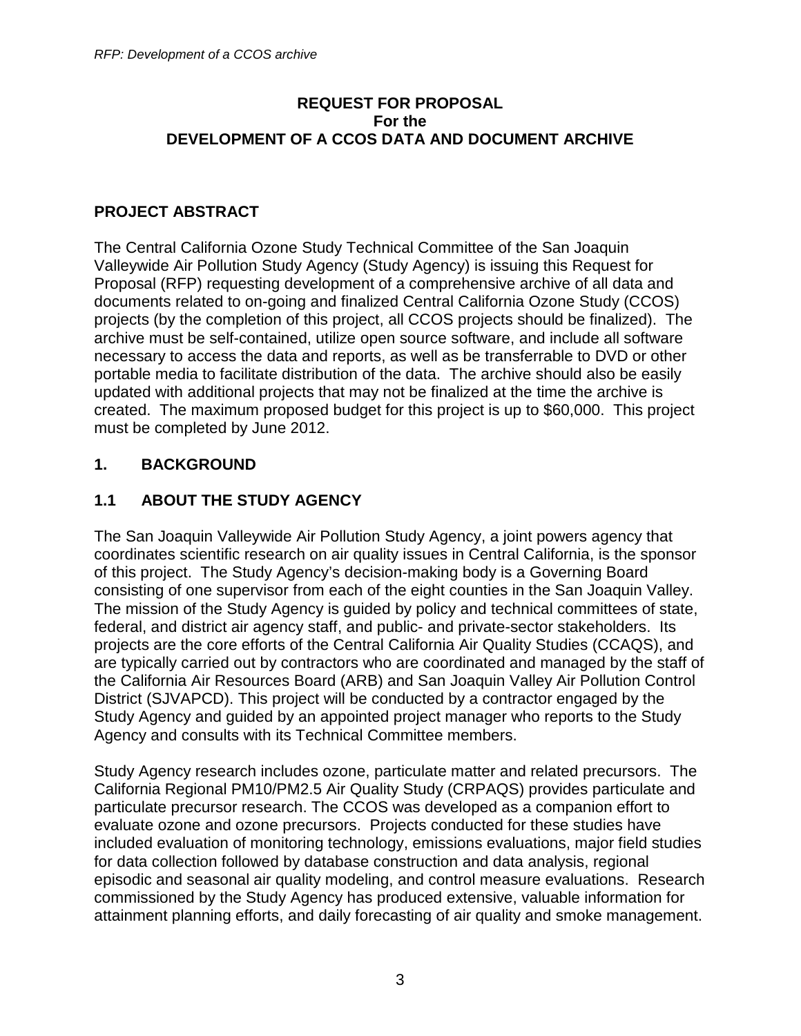**REQUEST FOR PROPOSAL**
**For the**
**DEVELOPMENT OF A CCOS DATA AND DOCUMENT ARCHIVE**

## PROJECT ABSTRACT

The Central California Ozone Study Technical Committee of the San Joaquin Valleywide Air Pollution Study Agency (Study Agency) is issuing this Request for Proposal (RFP) requesting development of a comprehensive archive of all data and documents related to on-going and finalized Central California Ozone Study (CCOS) projects (by the completion of this project, all CCOS projects should be finalized). The archive must be self-contained, utilize open source software, and include all software necessary to access the data and reports, as well as be transferrable to DVD or other portable media to facilitate distribution of the data. The archive should also be easily updated with additional projects that may not be finalized at the time the archive is created. The maximum proposed budget for this project is up to $60,000. This project must be completed by June 2012.

## 1. BACKGROUND

### 1.1 ABOUT THE STUDY AGENCY

The San Joaquin Valleywide Air Pollution Study Agency, a joint powers agency that coordinates scientific research on air quality issues in Central California, is the sponsor of this project. The Study Agency's decision-making body is a Governing Board consisting of one supervisor from each of the eight counties in the San Joaquin Valley. The mission of the Study Agency is guided by policy and technical committees of state, federal, and district air agency staff, and public- and private-sector stakeholders. Its projects are the core efforts of the Central California Air Quality Studies (CCAQS), and are typically carried out by contractors who are coordinated and managed by the staff of the California Air Resources Board (ARB) and San Joaquin Valley Air Pollution Control District (SJVAPCD). This project will be conducted by a contractor engaged by the Study Agency and guided by an appointed project manager who reports to the Study Agency and consults with its Technical Committee members.

Study Agency research includes ozone, particulate matter and related precursors. The California Regional PM10/PM2.5 Air Quality Study (CRPAQS) provides particulate and particulate precursor research. The CCOS was developed as a companion effort to evaluate ozone and ozone precursors. Projects conducted for these studies have included evaluation of monitoring technology, emissions evaluations, major field studies for data collection followed by database construction and data analysis, regional episodic and seasonal air quality modeling, and control measure evaluations. Research commissioned by the Study Agency has produced extensive, valuable information for attainment planning efforts, and daily forecasting of air quality and smoke management.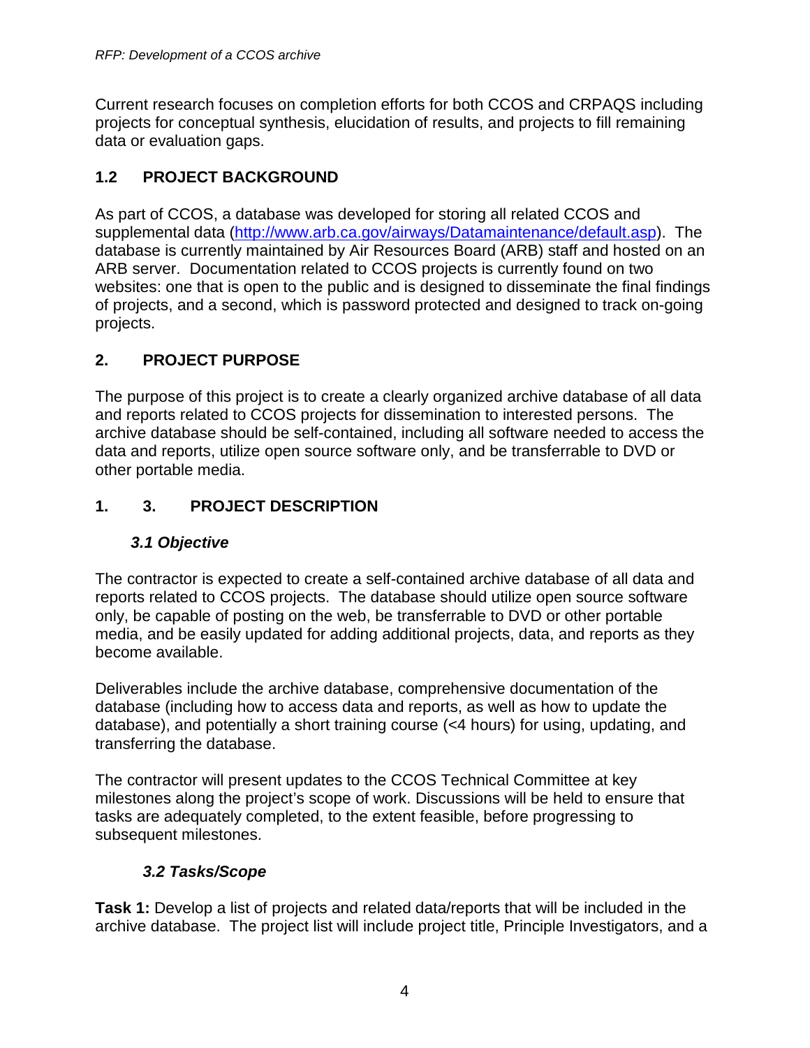Current research focuses on completion efforts for both CCOS and CRPAQS including projects for conceptual synthesis, elucidation of results, and projects to fill remaining data or evaluation gaps.

### 1.2 PROJECT BACKGROUND

As part of CCOS, a database was developed for storing all related CCOS and supplemental data (http://www.arb.ca.gov/airways/Datamaintenance/default.asp). The database is currently maintained by Air Resources Board (ARB) staff and hosted on an ARB server. Documentation related to CCOS projects is currently found on two websites: one that is open to the public and is designed to disseminate the final findings of projects, and a second, which is password protected and designed to track on-going projects.

## 2. PROJECT PURPOSE

The purpose of this project is to create a clearly organized archive database of all data and reports related to CCOS projects for dissemination to interested persons. The archive database should be self-contained, including all software needed to access the data and reports, utilize open source software only, and be transferrable to DVD or other portable media.

## 1. 3. PROJECT DESCRIPTION

### *3.1 Objective*

The contractor is expected to create a self-contained archive database of all data and reports related to CCOS projects. The database should utilize open source software only, be capable of posting on the web, be transferrable to DVD or other portable media, and be easily updated for adding additional projects, data, and reports as they become available.

Deliverables include the archive database, comprehensive documentation of the database (including how to access data and reports, as well as how to update the database), and potentially a short training course (<4 hours) for using, updating, and transferring the database.

The contractor will present updates to the CCOS Technical Committee at key milestones along the project's scope of work. Discussions will be held to ensure that tasks are adequately completed, to the extent feasible, before progressing to subsequent milestones.

### *3.2 Tasks/Scope*

**Task 1:** Develop a list of projects and related data/reports that will be included in the archive database. The project list will include project title, Principle Investigators, and a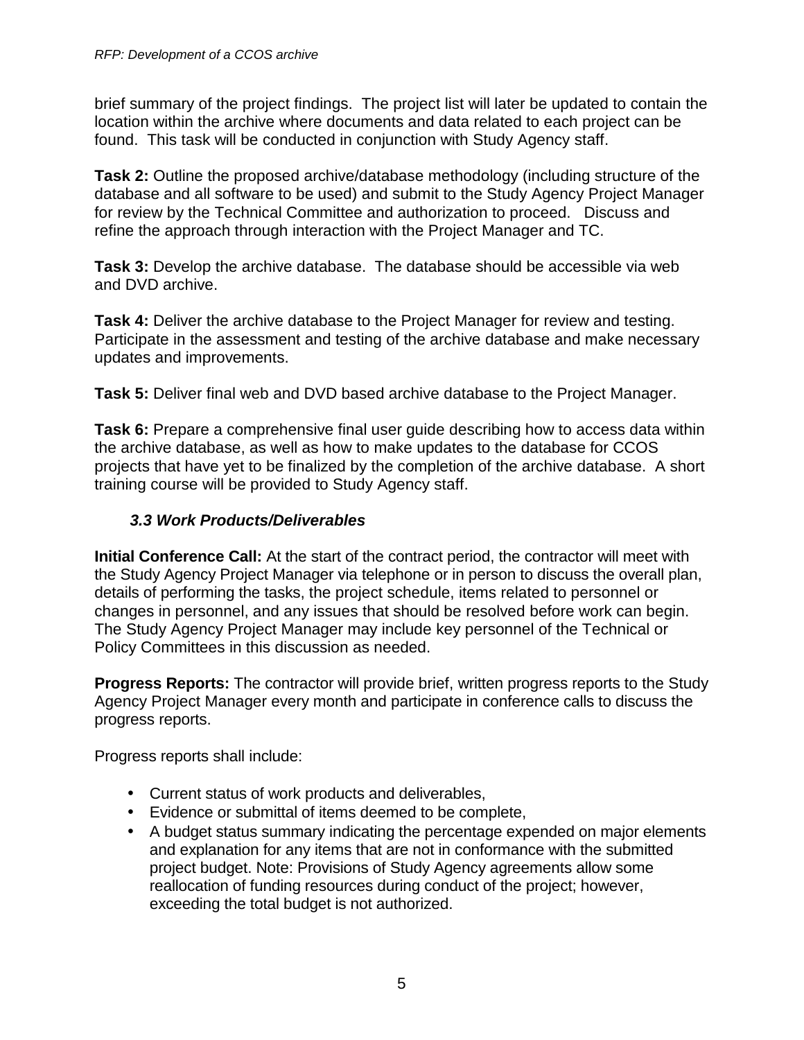brief summary of the project findings. The project list will later be updated to contain the location within the archive where documents and data related to each project can be found. This task will be conducted in conjunction with Study Agency staff.

**Task 2:** Outline the proposed archive/database methodology (including structure of the database and all software to be used) and submit to the Study Agency Project Manager for review by the Technical Committee and authorization to proceed. Discuss and refine the approach through interaction with the Project Manager and TC.

**Task 3:** Develop the archive database. The database should be accessible via web and DVD archive.

**Task 4:** Deliver the archive database to the Project Manager for review and testing. Participate in the assessment and testing of the archive database and make necessary updates and improvements.

**Task 5:** Deliver final web and DVD based archive database to the Project Manager.

**Task 6:** Prepare a comprehensive final user guide describing how to access data within the archive database, as well as how to make updates to the database for CCOS projects that have yet to be finalized by the completion of the archive database. A short training course will be provided to Study Agency staff.

### *3.3 Work Products/Deliverables*

**Initial Conference Call:** At the start of the contract period, the contractor will meet with the Study Agency Project Manager via telephone or in person to discuss the overall plan, details of performing the tasks, the project schedule, items related to personnel or changes in personnel, and any issues that should be resolved before work can begin. The Study Agency Project Manager may include key personnel of the Technical or Policy Committees in this discussion as needed.

**Progress Reports:** The contractor will provide brief, written progress reports to the Study Agency Project Manager every month and participate in conference calls to discuss the progress reports.

Progress reports shall include:

- Current status of work products and deliverables,
- Evidence or submittal of items deemed to be complete,
- A budget status summary indicating the percentage expended on major elements and explanation for any items that are not in conformance with the submitted project budget. Note: Provisions of Study Agency agreements allow some reallocation of funding resources during conduct of the project; however, exceeding the total budget is not authorized.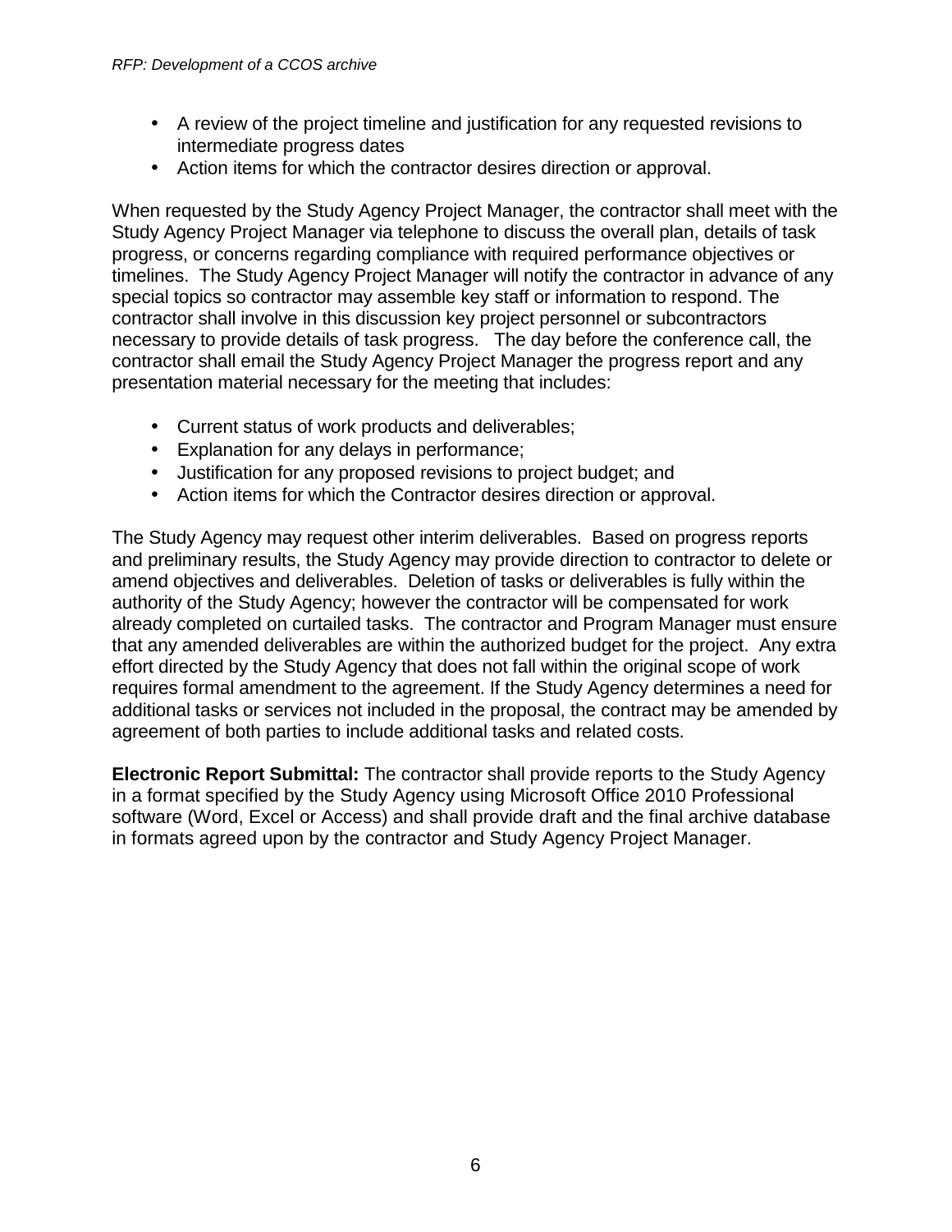- A review of the project timeline and justification for any requested revisions to intermediate progress dates
- Action items for which the contractor desires direction or approval.

When requested by the Study Agency Project Manager, the contractor shall meet with the Study Agency Project Manager via telephone to discuss the overall plan, details of task progress, or concerns regarding compliance with required performance objectives or timelines. The Study Agency Project Manager will notify the contractor in advance of any special topics so contractor may assemble key staff or information to respond. The contractor shall involve in this discussion key project personnel or subcontractors necessary to provide details of task progress. The day before the conference call, the contractor shall email the Study Agency Project Manager the progress report and any presentation material necessary for the meeting that includes:

- Current status of work products and deliverables;
- Explanation for any delays in performance;
- Justification for any proposed revisions to project budget; and
- Action items for which the Contractor desires direction or approval.

The Study Agency may request other interim deliverables. Based on progress reports and preliminary results, the Study Agency may provide direction to contractor to delete or amend objectives and deliverables. Deletion of tasks or deliverables is fully within the authority of the Study Agency; however the contractor will be compensated for work already completed on curtailed tasks. The contractor and Program Manager must ensure that any amended deliverables are within the authorized budget for the project. Any extra effort directed by the Study Agency that does not fall within the original scope of work requires formal amendment to the agreement. If the Study Agency determines a need for additional tasks or services not included in the proposal, the contract may be amended by agreement of both parties to include additional tasks and related costs.

**Electronic Report Submittal:** The contractor shall provide reports to the Study Agency in a format specified by the Study Agency using Microsoft Office 2010 Professional software (Word, Excel or Access) and shall provide draft and the final archive database in formats agreed upon by the contractor and Study Agency Project Manager.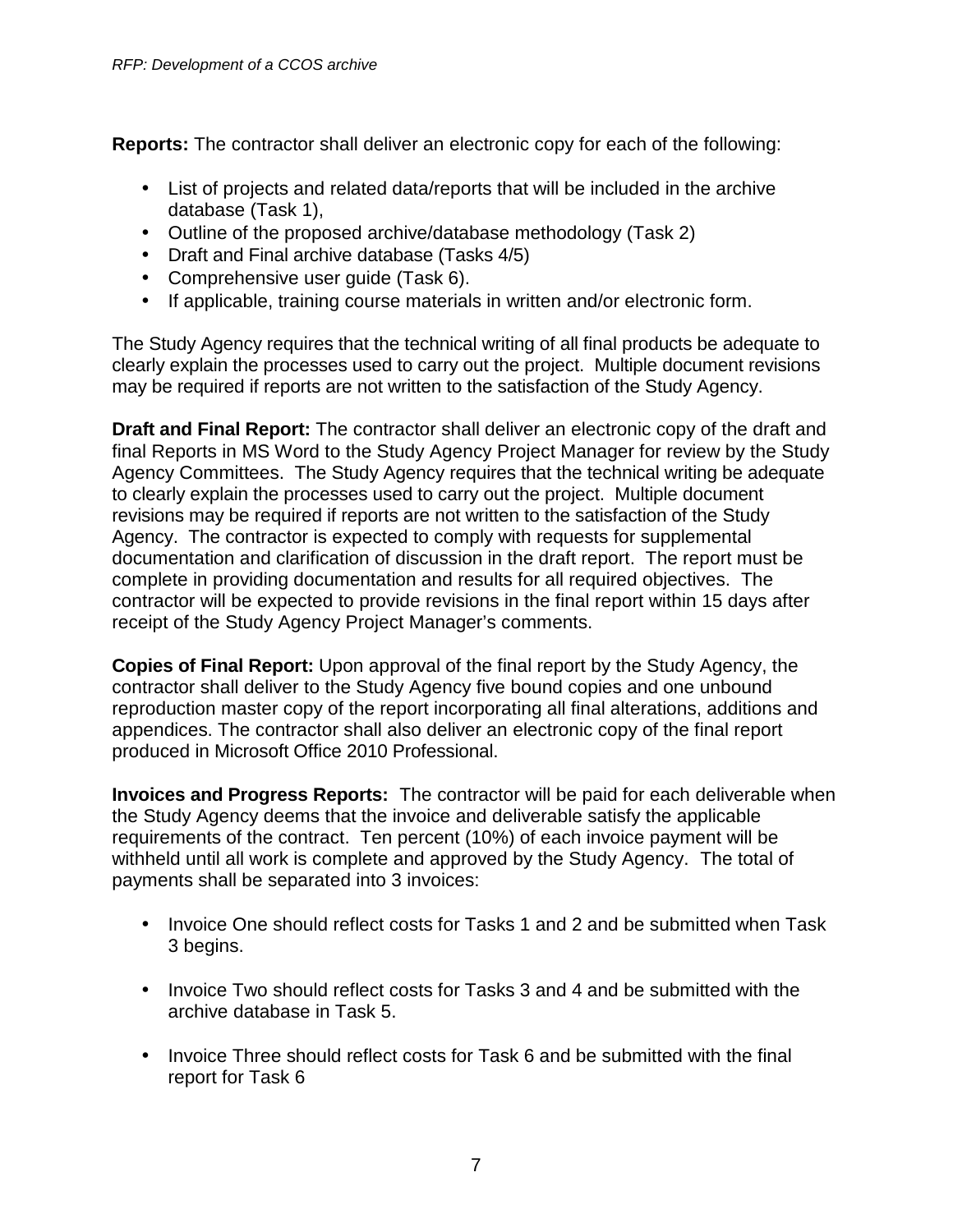**Reports:** The contractor shall deliver an electronic copy for each of the following:

- List of projects and related data/reports that will be included in the archive database (Task 1),
- Outline of the proposed archive/database methodology (Task 2)
- Draft and Final archive database (Tasks 4/5)
- Comprehensive user guide (Task 6).
- If applicable, training course materials in written and/or electronic form.

The Study Agency requires that the technical writing of all final products be adequate to clearly explain the processes used to carry out the project. Multiple document revisions may be required if reports are not written to the satisfaction of the Study Agency.

**Draft and Final Report:** The contractor shall deliver an electronic copy of the draft and final Reports in MS Word to the Study Agency Project Manager for review by the Study Agency Committees. The Study Agency requires that the technical writing be adequate to clearly explain the processes used to carry out the project. Multiple document revisions may be required if reports are not written to the satisfaction of the Study Agency. The contractor is expected to comply with requests for supplemental documentation and clarification of discussion in the draft report. The report must be complete in providing documentation and results for all required objectives. The contractor will be expected to provide revisions in the final report within 15 days after receipt of the Study Agency Project Manager's comments.

**Copies of Final Report:** Upon approval of the final report by the Study Agency, the contractor shall deliver to the Study Agency five bound copies and one unbound reproduction master copy of the report incorporating all final alterations, additions and appendices. The contractor shall also deliver an electronic copy of the final report produced in Microsoft Office 2010 Professional.

**Invoices and Progress Reports:** The contractor will be paid for each deliverable when the Study Agency deems that the invoice and deliverable satisfy the applicable requirements of the contract. Ten percent (10%) of each invoice payment will be withheld until all work is complete and approved by the Study Agency. The total of payments shall be separated into 3 invoices:

- Invoice One should reflect costs for Tasks 1 and 2 and be submitted when Task 3 begins.

- Invoice Two should reflect costs for Tasks 3 and 4 and be submitted with the archive database in Task 5.

- Invoice Three should reflect costs for Task 6 and be submitted with the final report for Task 6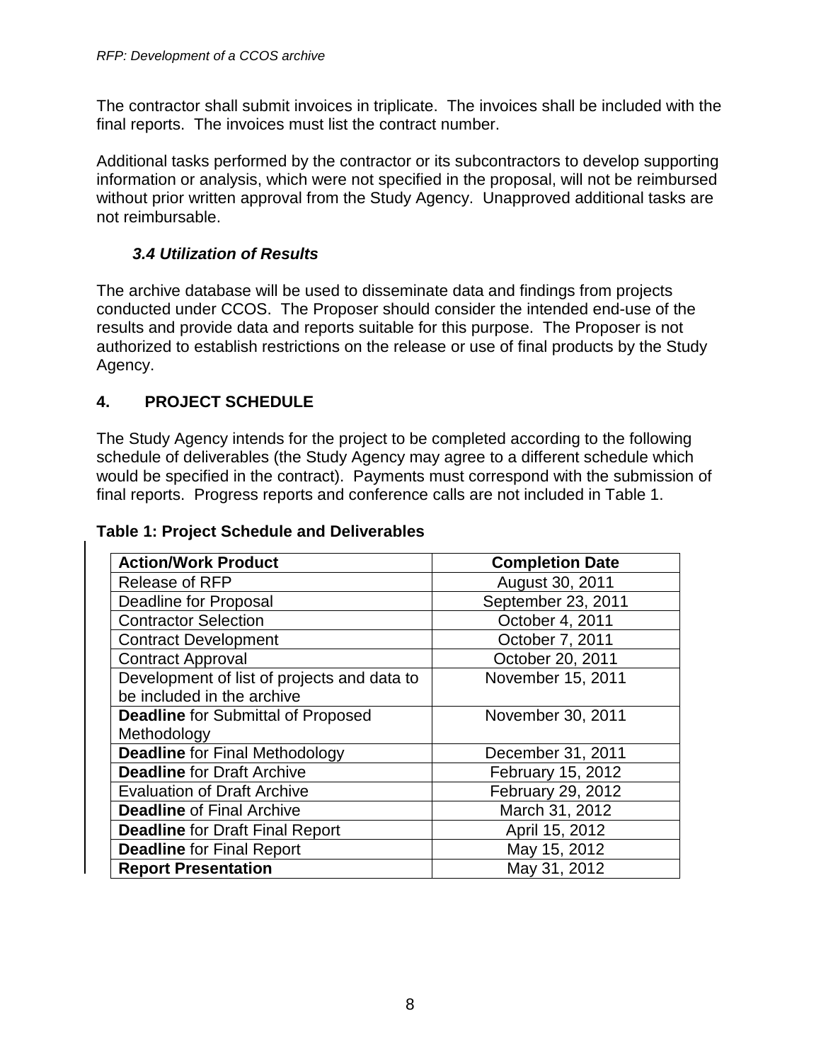The contractor shall submit invoices in triplicate. The invoices shall be included with the final reports. The invoices must list the contract number.

Additional tasks performed by the contractor or its subcontractors to develop supporting information or analysis, which were not specified in the proposal, will not be reimbursed without prior written approval from the Study Agency. Unapproved additional tasks are not reimbursable.

### *3.4 Utilization of Results*

The archive database will be used to disseminate data and findings from projects conducted under CCOS. The Proposer should consider the intended end-use of the results and provide data and reports suitable for this purpose. The Proposer is not authorized to establish restrictions on the release or use of final products by the Study Agency.

## 4. PROJECT SCHEDULE

The Study Agency intends for the project to be completed according to the following schedule of deliverables (the Study Agency may agree to a different schedule which would be specified in the contract). Payments must correspond with the submission of final reports. Progress reports and conference calls are not included in Table 1.

**Table 1: Project Schedule and Deliverables**

| Action/Work Product | Completion Date |
|---|---|
| Release of RFP | August 30, 2011 |
| Deadline for Proposal | September 23, 2011 |
| Contractor Selection | October 4, 2011 |
| Contract Development | October 7, 2011 |
| Contract Approval | October 20, 2011 |
| Development of list of projects and data to be included in the archive | November 15, 2011 |
| **Deadline** for Submittal of Proposed Methodology | November 30, 2011 |
| **Deadline** for Final Methodology | December 31, 2011 |
| **Deadline** for Draft Archive | February 15, 2012 |
| Evaluation of Draft Archive | February 29, 2012 |
| **Deadline** of Final Archive | March 31, 2012 |
| **Deadline** for Draft Final Report | April 15, 2012 |
| **Deadline** for Final Report | May 15, 2012 |
| **Report Presentation** | May 31, 2012 |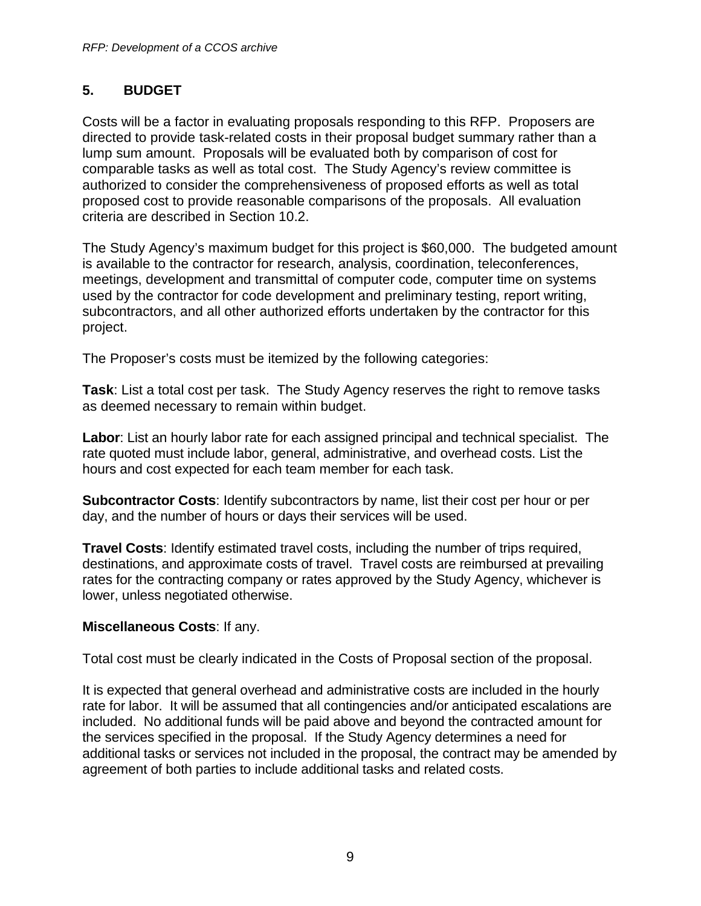## 5. BUDGET

Costs will be a factor in evaluating proposals responding to this RFP. Proposers are directed to provide task-related costs in their proposal budget summary rather than a lump sum amount. Proposals will be evaluated both by comparison of cost for comparable tasks as well as total cost. The Study Agency's review committee is authorized to consider the comprehensiveness of proposed efforts as well as total proposed cost to provide reasonable comparisons of the proposals. All evaluation criteria are described in Section 10.2.

The Study Agency's maximum budget for this project is $60,000. The budgeted amount is available to the contractor for research, analysis, coordination, teleconferences, meetings, development and transmittal of computer code, computer time on systems used by the contractor for code development and preliminary testing, report writing, subcontractors, and all other authorized efforts undertaken by the contractor for this project.

The Proposer's costs must be itemized by the following categories:

**Task**: List a total cost per task. The Study Agency reserves the right to remove tasks as deemed necessary to remain within budget.

**Labor**: List an hourly labor rate for each assigned principal and technical specialist. The rate quoted must include labor, general, administrative, and overhead costs. List the hours and cost expected for each team member for each task.

**Subcontractor Costs**: Identify subcontractors by name, list their cost per hour or per day, and the number of hours or days their services will be used.

**Travel Costs**: Identify estimated travel costs, including the number of trips required, destinations, and approximate costs of travel. Travel costs are reimbursed at prevailing rates for the contracting company or rates approved by the Study Agency, whichever is lower, unless negotiated otherwise.

**Miscellaneous Costs**: If any.

Total cost must be clearly indicated in the Costs of Proposal section of the proposal.

It is expected that general overhead and administrative costs are included in the hourly rate for labor. It will be assumed that all contingencies and/or anticipated escalations are included. No additional funds will be paid above and beyond the contracted amount for the services specified in the proposal. If the Study Agency determines a need for additional tasks or services not included in the proposal, the contract may be amended by agreement of both parties to include additional tasks and related costs.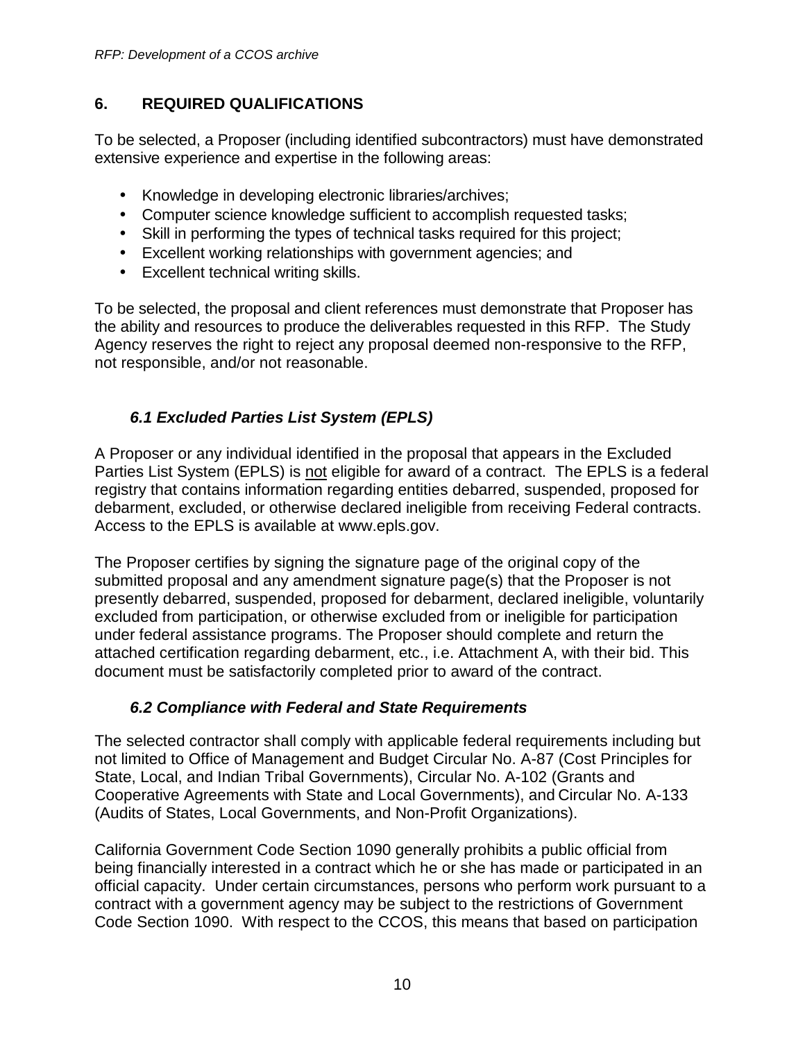## 6. REQUIRED QUALIFICATIONS

To be selected, a Proposer (including identified subcontractors) must have demonstrated extensive experience and expertise in the following areas:

- Knowledge in developing electronic libraries/archives;
- Computer science knowledge sufficient to accomplish requested tasks;
- Skill in performing the types of technical tasks required for this project;
- Excellent working relationships with government agencies; and
- Excellent technical writing skills.

To be selected, the proposal and client references must demonstrate that Proposer has the ability and resources to produce the deliverables requested in this RFP. The Study Agency reserves the right to reject any proposal deemed non-responsive to the RFP, not responsible, and/or not reasonable.

### *6.1 Excluded Parties List System (EPLS)*

A Proposer or any individual identified in the proposal that appears in the Excluded Parties List System (EPLS) is <u>not</u> eligible for award of a contract. The EPLS is a federal registry that contains information regarding entities debarred, suspended, proposed for debarment, excluded, or otherwise declared ineligible from receiving Federal contracts. Access to the EPLS is available at www.epls.gov.

The Proposer certifies by signing the signature page of the original copy of the submitted proposal and any amendment signature page(s) that the Proposer is not presently debarred, suspended, proposed for debarment, declared ineligible, voluntarily excluded from participation, or otherwise excluded from or ineligible for participation under federal assistance programs. The Proposer should complete and return the attached certification regarding debarment, etc., i.e. Attachment A, with their bid. This document must be satisfactorily completed prior to award of the contract.

### *6.2 Compliance with Federal and State Requirements*

The selected contractor shall comply with applicable federal requirements including but not limited to Office of Management and Budget Circular No. A-87 (Cost Principles for State, Local, and Indian Tribal Governments), Circular No. A-102 (Grants and Cooperative Agreements with State and Local Governments), and Circular No. A-133 (Audits of States, Local Governments, and Non-Profit Organizations).

California Government Code Section 1090 generally prohibits a public official from being financially interested in a contract which he or she has made or participated in an official capacity. Under certain circumstances, persons who perform work pursuant to a contract with a government agency may be subject to the restrictions of Government Code Section 1090. With respect to the CCOS, this means that based on participation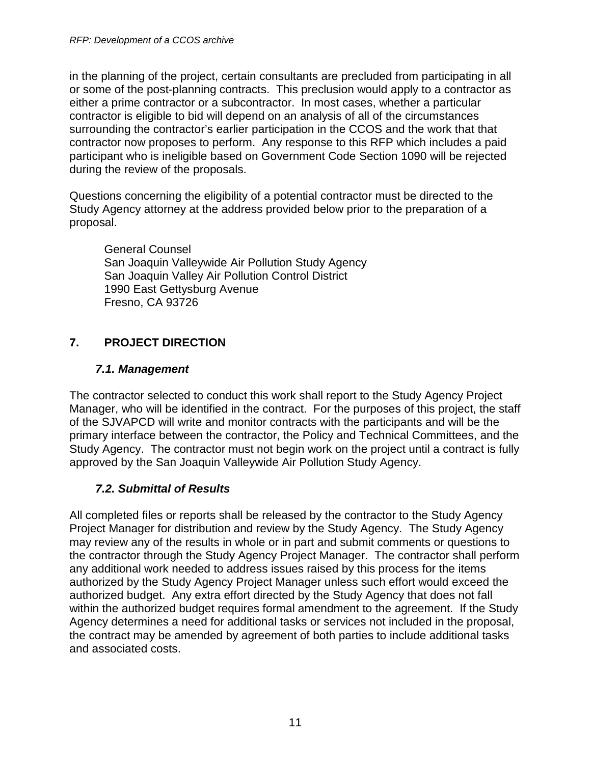in the planning of the project, certain consultants are precluded from participating in all or some of the post-planning contracts. This preclusion would apply to a contractor as either a prime contractor or a subcontractor. In most cases, whether a particular contractor is eligible to bid will depend on an analysis of all of the circumstances surrounding the contractor's earlier participation in the CCOS and the work that that contractor now proposes to perform. Any response to this RFP which includes a paid participant who is ineligible based on Government Code Section 1090 will be rejected during the review of the proposals.

Questions concerning the eligibility of a potential contractor must be directed to the Study Agency attorney at the address provided below prior to the preparation of a proposal.

General Counsel
San Joaquin Valleywide Air Pollution Study Agency
San Joaquin Valley Air Pollution Control District
1990 East Gettysburg Avenue
Fresno, CA 93726

## 7. PROJECT DIRECTION

### *7.1. Management*

The contractor selected to conduct this work shall report to the Study Agency Project Manager, who will be identified in the contract. For the purposes of this project, the staff of the SJVAPCD will write and monitor contracts with the participants and will be the primary interface between the contractor, the Policy and Technical Committees, and the Study Agency. The contractor must not begin work on the project until a contract is fully approved by the San Joaquin Valleywide Air Pollution Study Agency.

### *7.2. Submittal of Results*

All completed files or reports shall be released by the contractor to the Study Agency Project Manager for distribution and review by the Study Agency. The Study Agency may review any of the results in whole or in part and submit comments or questions to the contractor through the Study Agency Project Manager. The contractor shall perform any additional work needed to address issues raised by this process for the items authorized by the Study Agency Project Manager unless such effort would exceed the authorized budget. Any extra effort directed by the Study Agency that does not fall within the authorized budget requires formal amendment to the agreement. If the Study Agency determines a need for additional tasks or services not included in the proposal, the contract may be amended by agreement of both parties to include additional tasks and associated costs.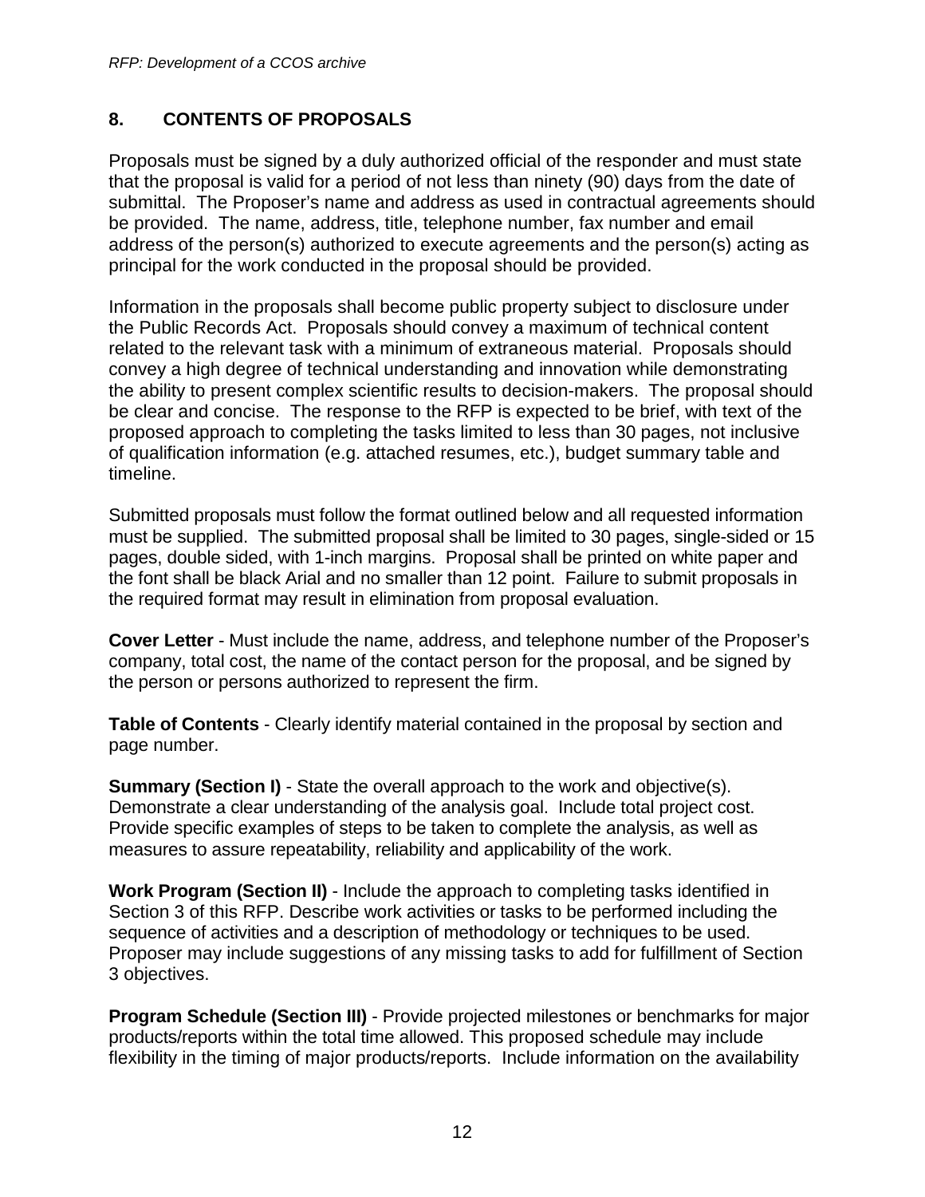## 8. CONTENTS OF PROPOSALS

Proposals must be signed by a duly authorized official of the responder and must state that the proposal is valid for a period of not less than ninety (90) days from the date of submittal. The Proposer's name and address as used in contractual agreements should be provided. The name, address, title, telephone number, fax number and email address of the person(s) authorized to execute agreements and the person(s) acting as principal for the work conducted in the proposal should be provided.

Information in the proposals shall become public property subject to disclosure under the Public Records Act. Proposals should convey a maximum of technical content related to the relevant task with a minimum of extraneous material. Proposals should convey a high degree of technical understanding and innovation while demonstrating the ability to present complex scientific results to decision-makers. The proposal should be clear and concise. The response to the RFP is expected to be brief, with text of the proposed approach to completing the tasks limited to less than 30 pages, not inclusive of qualification information (e.g. attached resumes, etc.), budget summary table and timeline.

Submitted proposals must follow the format outlined below and all requested information must be supplied. The submitted proposal shall be limited to 30 pages, single-sided or 15 pages, double sided, with 1-inch margins. Proposal shall be printed on white paper and the font shall be black Arial and no smaller than 12 point. Failure to submit proposals in the required format may result in elimination from proposal evaluation.

**Cover Letter** - Must include the name, address, and telephone number of the Proposer's company, total cost, the name of the contact person for the proposal, and be signed by the person or persons authorized to represent the firm.

**Table of Contents** - Clearly identify material contained in the proposal by section and page number.

**Summary (Section I)** - State the overall approach to the work and objective(s). Demonstrate a clear understanding of the analysis goal. Include total project cost. Provide specific examples of steps to be taken to complete the analysis, as well as measures to assure repeatability, reliability and applicability of the work.

**Work Program (Section II)** - Include the approach to completing tasks identified in Section 3 of this RFP. Describe work activities or tasks to be performed including the sequence of activities and a description of methodology or techniques to be used. Proposer may include suggestions of any missing tasks to add for fulfillment of Section 3 objectives.

**Program Schedule (Section III)** - Provide projected milestones or benchmarks for major products/reports within the total time allowed. This proposed schedule may include flexibility in the timing of major products/reports. Include information on the availability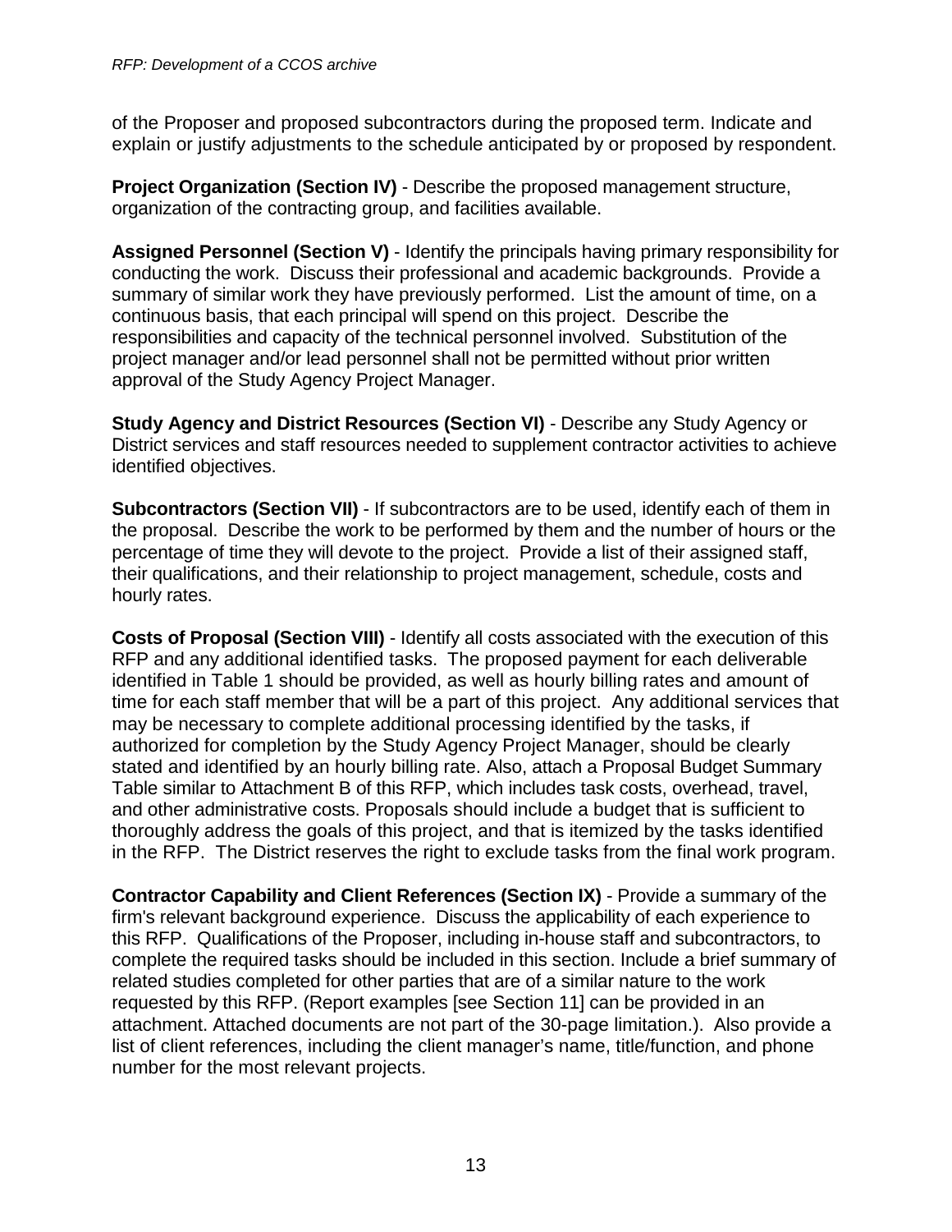of the Proposer and proposed subcontractors during the proposed term. Indicate and explain or justify adjustments to the schedule anticipated by or proposed by respondent.

**Project Organization (Section IV)** - Describe the proposed management structure, organization of the contracting group, and facilities available.

**Assigned Personnel (Section V)** - Identify the principals having primary responsibility for conducting the work. Discuss their professional and academic backgrounds. Provide a summary of similar work they have previously performed. List the amount of time, on a continuous basis, that each principal will spend on this project. Describe the responsibilities and capacity of the technical personnel involved. Substitution of the project manager and/or lead personnel shall not be permitted without prior written approval of the Study Agency Project Manager.

**Study Agency and District Resources (Section VI)** - Describe any Study Agency or District services and staff resources needed to supplement contractor activities to achieve identified objectives.

**Subcontractors (Section VII)** - If subcontractors are to be used, identify each of them in the proposal. Describe the work to be performed by them and the number of hours or the percentage of time they will devote to the project. Provide a list of their assigned staff, their qualifications, and their relationship to project management, schedule, costs and hourly rates.

**Costs of Proposal (Section VIII)** - Identify all costs associated with the execution of this RFP and any additional identified tasks. The proposed payment for each deliverable identified in Table 1 should be provided, as well as hourly billing rates and amount of time for each staff member that will be a part of this project. Any additional services that may be necessary to complete additional processing identified by the tasks, if authorized for completion by the Study Agency Project Manager, should be clearly stated and identified by an hourly billing rate. Also, attach a Proposal Budget Summary Table similar to Attachment B of this RFP, which includes task costs, overhead, travel, and other administrative costs. Proposals should include a budget that is sufficient to thoroughly address the goals of this project, and that is itemized by the tasks identified in the RFP. The District reserves the right to exclude tasks from the final work program.

**Contractor Capability and Client References (Section IX)** - Provide a summary of the firm's relevant background experience. Discuss the applicability of each experience to this RFP. Qualifications of the Proposer, including in-house staff and subcontractors, to complete the required tasks should be included in this section. Include a brief summary of related studies completed for other parties that are of a similar nature to the work requested by this RFP. (Report examples [see Section 11] can be provided in an attachment. Attached documents are not part of the 30-page limitation.). Also provide a list of client references, including the client manager's name, title/function, and phone number for the most relevant projects.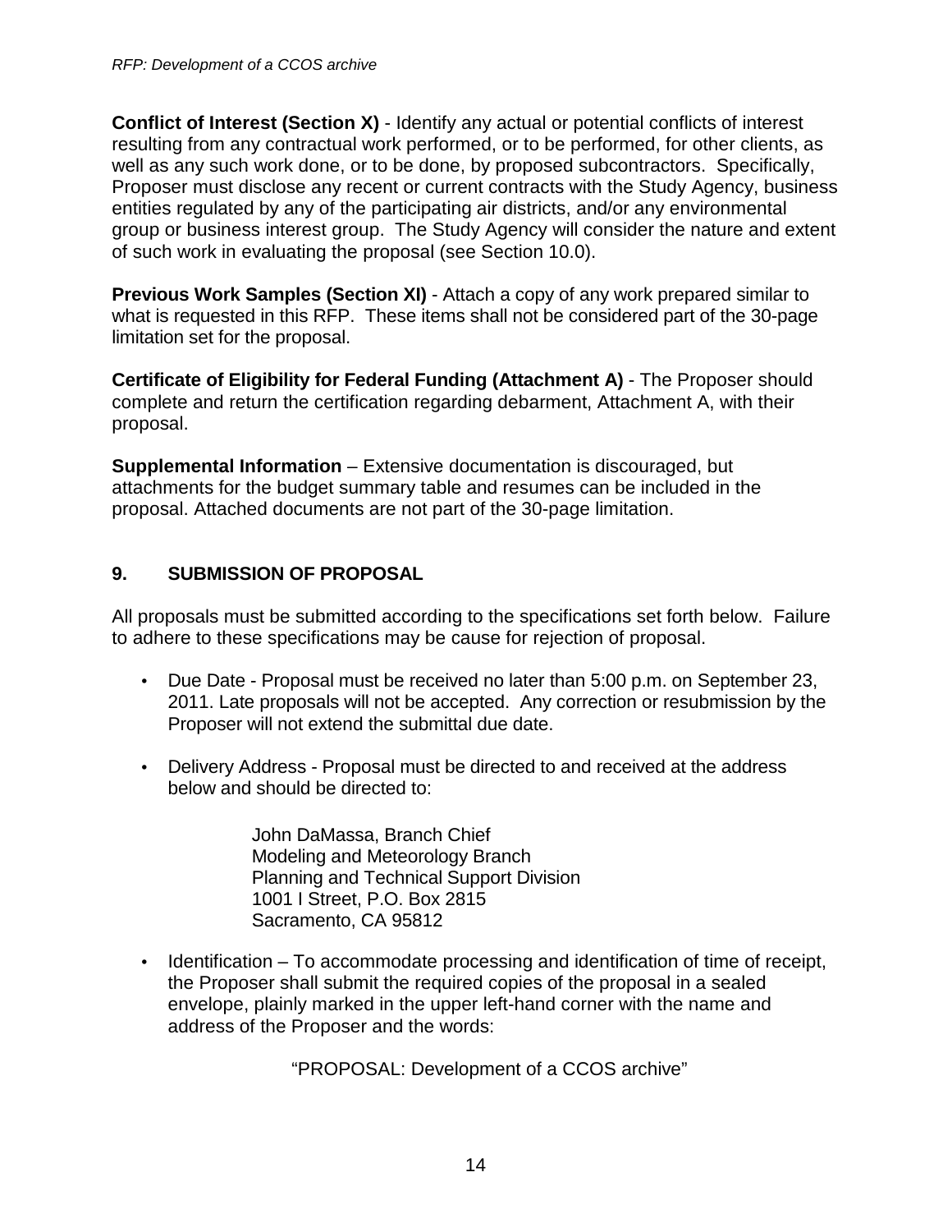**Conflict of Interest (Section X)** - Identify any actual or potential conflicts of interest resulting from any contractual work performed, or to be performed, for other clients, as well as any such work done, or to be done, by proposed subcontractors. Specifically, Proposer must disclose any recent or current contracts with the Study Agency, business entities regulated by any of the participating air districts, and/or any environmental group or business interest group. The Study Agency will consider the nature and extent of such work in evaluating the proposal (see Section 10.0).

**Previous Work Samples (Section XI)** - Attach a copy of any work prepared similar to what is requested in this RFP. These items shall not be considered part of the 30-page limitation set for the proposal.

**Certificate of Eligibility for Federal Funding (Attachment A)** - The Proposer should complete and return the certification regarding debarment, Attachment A, with their proposal.

**Supplemental Information** – Extensive documentation is discouraged, but attachments for the budget summary table and resumes can be included in the proposal. Attached documents are not part of the 30-page limitation.

## 9. SUBMISSION OF PROPOSAL

All proposals must be submitted according to the specifications set forth below. Failure to adhere to these specifications may be cause for rejection of proposal.

- Due Date - Proposal must be received no later than 5:00 p.m. on September 23, 2011. Late proposals will not be accepted. Any correction or resubmission by the Proposer will not extend the submittal due date.
- Delivery Address - Proposal must be directed to and received at the address below and should be directed to:

  John DaMassa, Branch Chief  
  Modeling and Meteorology Branch  
  Planning and Technical Support Division  
  1001 I Street, P.O. Box 2815  
  Sacramento, CA 95812

- Identification – To accommodate processing and identification of time of receipt, the Proposer shall submit the required copies of the proposal in a sealed envelope, plainly marked in the upper left-hand corner with the name and address of the Proposer and the words:

  "PROPOSAL: Development of a CCOS archive"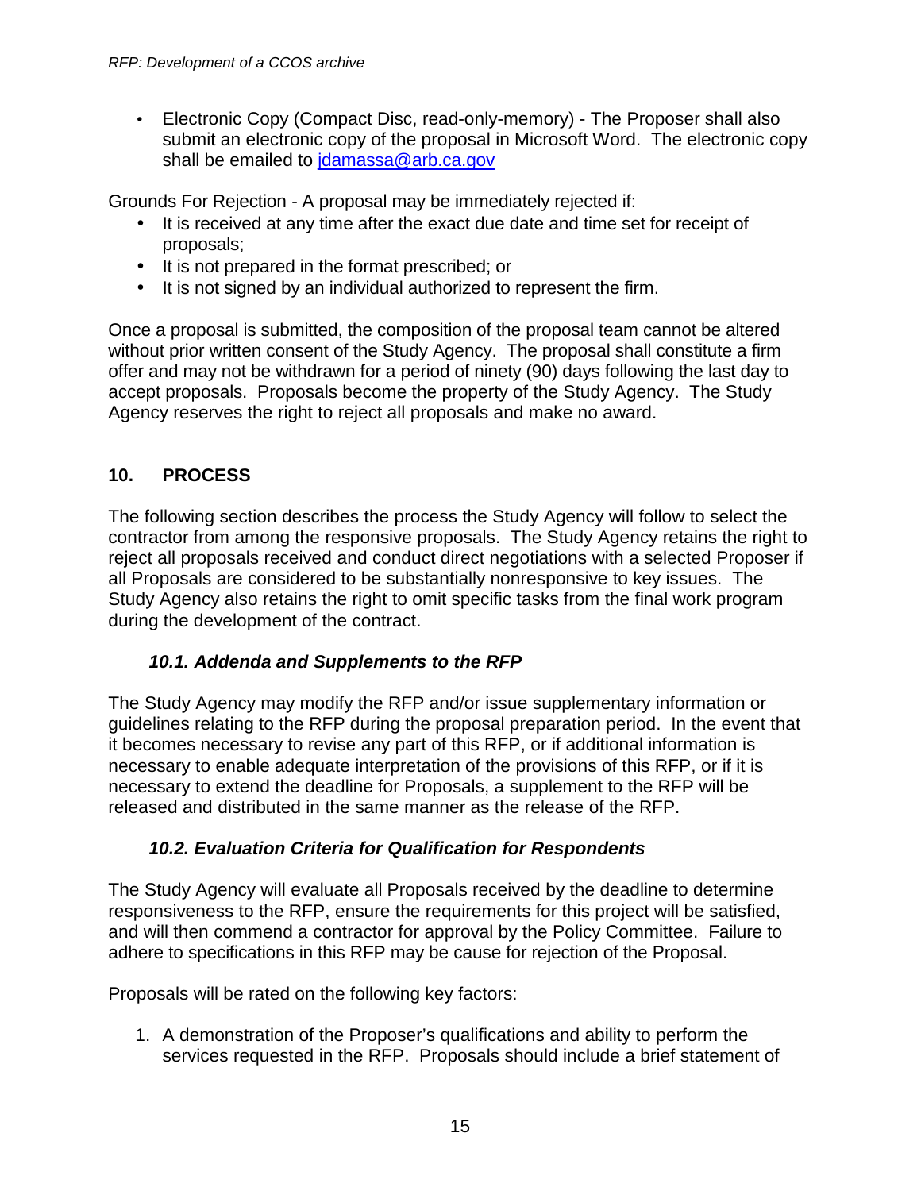- Electronic Copy (Compact Disc, read-only-memory) - The Proposer shall also submit an electronic copy of the proposal in Microsoft Word. The electronic copy shall be emailed to jdamassa@arb.ca.gov

Grounds For Rejection - A proposal may be immediately rejected if:

- It is received at any time after the exact due date and time set for receipt of proposals;
- It is not prepared in the format prescribed; or
- It is not signed by an individual authorized to represent the firm.

Once a proposal is submitted, the composition of the proposal team cannot be altered without prior written consent of the Study Agency. The proposal shall constitute a firm offer and may not be withdrawn for a period of ninety (90) days following the last day to accept proposals. Proposals become the property of the Study Agency. The Study Agency reserves the right to reject all proposals and make no award.

## 10. PROCESS

The following section describes the process the Study Agency will follow to select the contractor from among the responsive proposals. The Study Agency retains the right to reject all proposals received and conduct direct negotiations with a selected Proposer if all Proposals are considered to be substantially nonresponsive to key issues. The Study Agency also retains the right to omit specific tasks from the final work program during the development of the contract.

### *10.1. Addenda and Supplements to the RFP*

The Study Agency may modify the RFP and/or issue supplementary information or guidelines relating to the RFP during the proposal preparation period. In the event that it becomes necessary to revise any part of this RFP, or if additional information is necessary to enable adequate interpretation of the provisions of this RFP, or if it is necessary to extend the deadline for Proposals, a supplement to the RFP will be released and distributed in the same manner as the release of the RFP.

### *10.2. Evaluation Criteria for Qualification for Respondents*

The Study Agency will evaluate all Proposals received by the deadline to determine responsiveness to the RFP, ensure the requirements for this project will be satisfied, and will then commend a contractor for approval by the Policy Committee. Failure to adhere to specifications in this RFP may be cause for rejection of the Proposal.

Proposals will be rated on the following key factors:

1. A demonstration of the Proposer's qualifications and ability to perform the services requested in the RFP. Proposals should include a brief statement of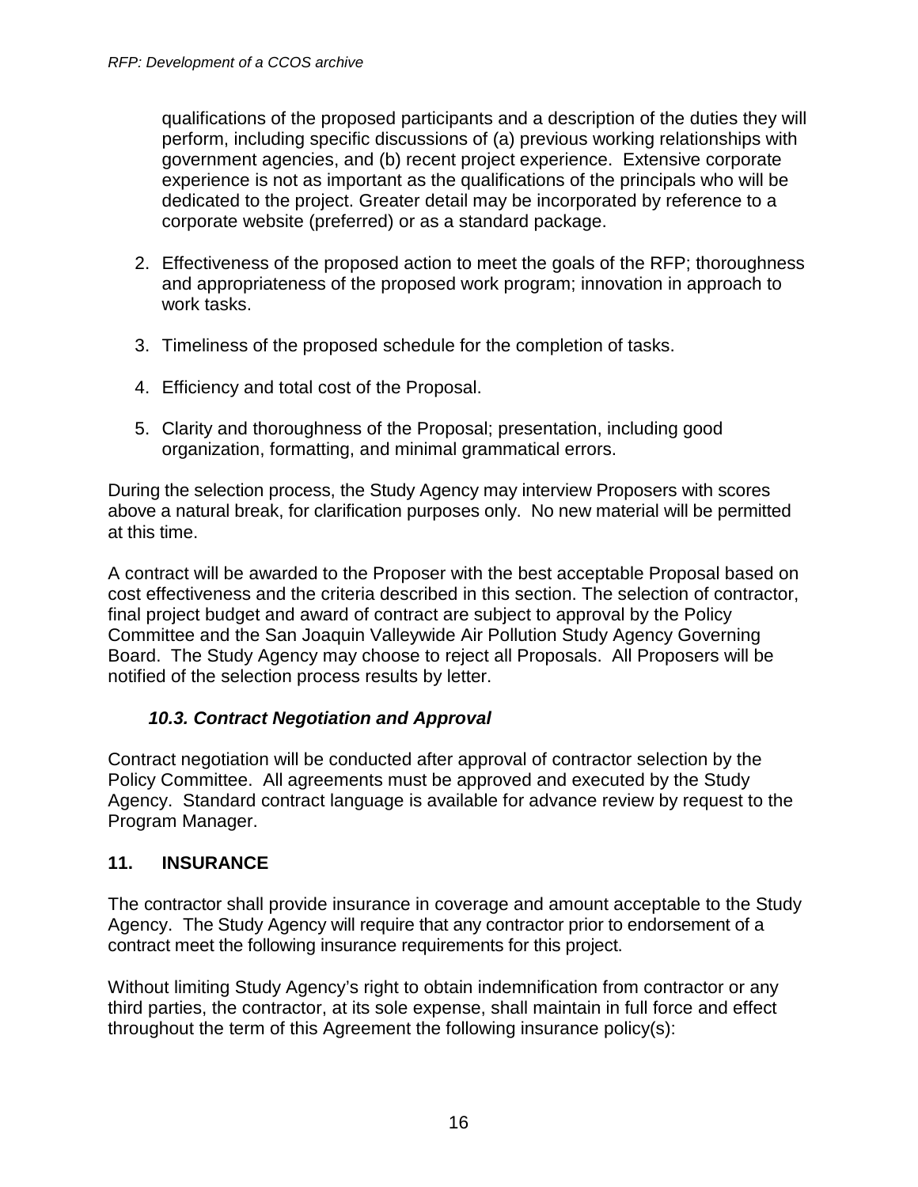qualifications of the proposed participants and a description of the duties they will perform, including specific discussions of (a) previous working relationships with government agencies, and (b) recent project experience. Extensive corporate experience is not as important as the qualifications of the principals who will be dedicated to the project. Greater detail may be incorporated by reference to a corporate website (preferred) or as a standard package.

2. Effectiveness of the proposed action to meet the goals of the RFP; thoroughness and appropriateness of the proposed work program; innovation in approach to work tasks.

3. Timeliness of the proposed schedule for the completion of tasks.

4. Efficiency and total cost of the Proposal.

5. Clarity and thoroughness of the Proposal; presentation, including good organization, formatting, and minimal grammatical errors.

During the selection process, the Study Agency may interview Proposers with scores above a natural break, for clarification purposes only. No new material will be permitted at this time.

A contract will be awarded to the Proposer with the best acceptable Proposal based on cost effectiveness and the criteria described in this section. The selection of contractor, final project budget and award of contract are subject to approval by the Policy Committee and the San Joaquin Valleywide Air Pollution Study Agency Governing Board. The Study Agency may choose to reject all Proposals. All Proposers will be notified of the selection process results by letter.

### *10.3. Contract Negotiation and Approval*

Contract negotiation will be conducted after approval of contractor selection by the Policy Committee. All agreements must be approved and executed by the Study Agency. Standard contract language is available for advance review by request to the Program Manager.

## 11. INSURANCE

The contractor shall provide insurance in coverage and amount acceptable to the Study Agency. The Study Agency will require that any contractor prior to endorsement of a contract meet the following insurance requirements for this project.

Without limiting Study Agency's right to obtain indemnification from contractor or any third parties, the contractor, at its sole expense, shall maintain in full force and effect throughout the term of this Agreement the following insurance policy(s):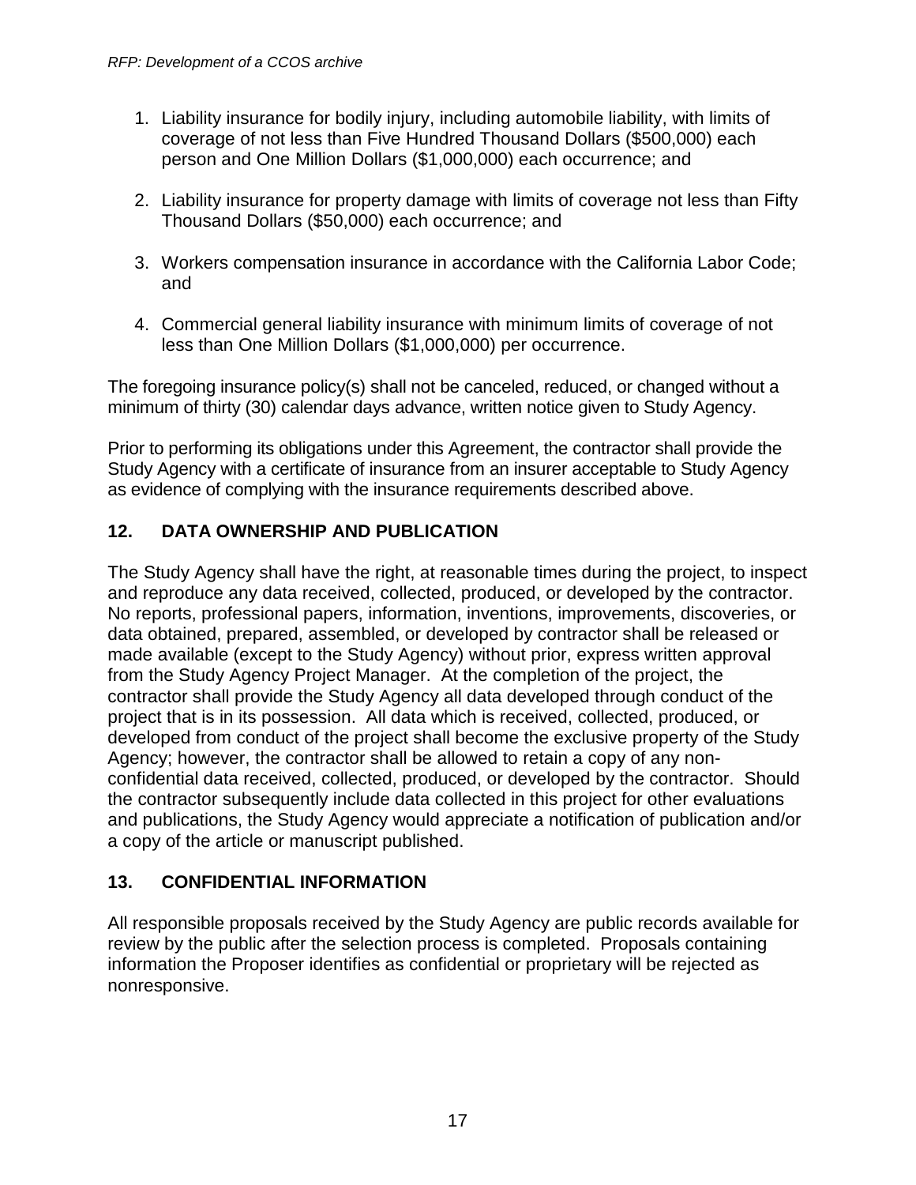1. Liability insurance for bodily injury, including automobile liability, with limits of coverage of not less than Five Hundred Thousand Dollars ($500,000) each person and One Million Dollars ($1,000,000) each occurrence; and

2. Liability insurance for property damage with limits of coverage not less than Fifty Thousand Dollars ($50,000) each occurrence; and

3. Workers compensation insurance in accordance with the California Labor Code; and

4. Commercial general liability insurance with minimum limits of coverage of not less than One Million Dollars ($1,000,000) per occurrence.

The foregoing insurance policy(s) shall not be canceled, reduced, or changed without a minimum of thirty (30) calendar days advance, written notice given to Study Agency.

Prior to performing its obligations under this Agreement, the contractor shall provide the Study Agency with a certificate of insurance from an insurer acceptable to Study Agency as evidence of complying with the insurance requirements described above.

## 12. DATA OWNERSHIP AND PUBLICATION

The Study Agency shall have the right, at reasonable times during the project, to inspect and reproduce any data received, collected, produced, or developed by the contractor. No reports, professional papers, information, inventions, improvements, discoveries, or data obtained, prepared, assembled, or developed by contractor shall be released or made available (except to the Study Agency) without prior, express written approval from the Study Agency Project Manager. At the completion of the project, the contractor shall provide the Study Agency all data developed through conduct of the project that is in its possession. All data which is received, collected, produced, or developed from conduct of the project shall become the exclusive property of the Study Agency; however, the contractor shall be allowed to retain a copy of any non-confidential data received, collected, produced, or developed by the contractor. Should the contractor subsequently include data collected in this project for other evaluations and publications, the Study Agency would appreciate a notification of publication and/or a copy of the article or manuscript published.

## 13. CONFIDENTIAL INFORMATION

All responsible proposals received by the Study Agency are public records available for review by the public after the selection process is completed. Proposals containing information the Proposer identifies as confidential or proprietary will be rejected as nonresponsive.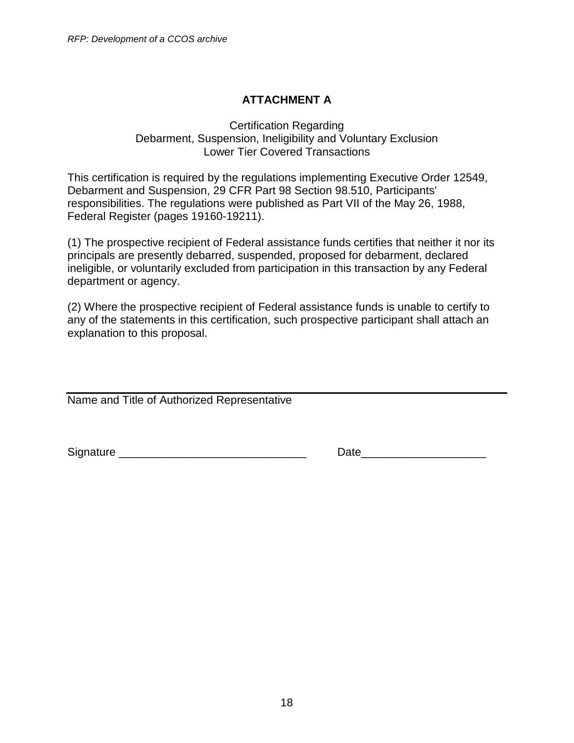# ATTACHMENT A

Certification Regarding
Debarment, Suspension, Ineligibility and Voluntary Exclusion
Lower Tier Covered Transactions

This certification is required by the regulations implementing Executive Order 12549, Debarment and Suspension, 29 CFR Part 98 Section 98.510, Participants' responsibilities. The regulations were published as Part VII of the May 26, 1988, Federal Register (pages 19160-19211).

(1) The prospective recipient of Federal assistance funds certifies that neither it nor its principals are presently debarred, suspended, proposed for debarment, declared ineligible, or voluntarily excluded from participation in this transaction by any Federal department or agency.

(2) Where the prospective recipient of Federal assistance funds is unable to certify to any of the statements in this certification, such prospective participant shall attach an explanation to this proposal.

\_\_\_\_\_\_\_\_\_\_\_\_\_\_\_\_\_\_\_\_\_\_\_\_\_\_\_\_\_\_\_\_\_\_\_\_\_\_\_\_\_\_\_\_\_\_\_\_\_\_\_\_\_\_\_\_
Name and Title of Authorized Representative

Signature \_\_\_\_\_\_\_\_\_\_\_\_\_\_\_\_\_\_\_\_\_\_\_\_\_\_\_\_\_\_ Date\_\_\_\_\_\_\_\_\_\_\_\_\_\_\_\_\_\_\_\_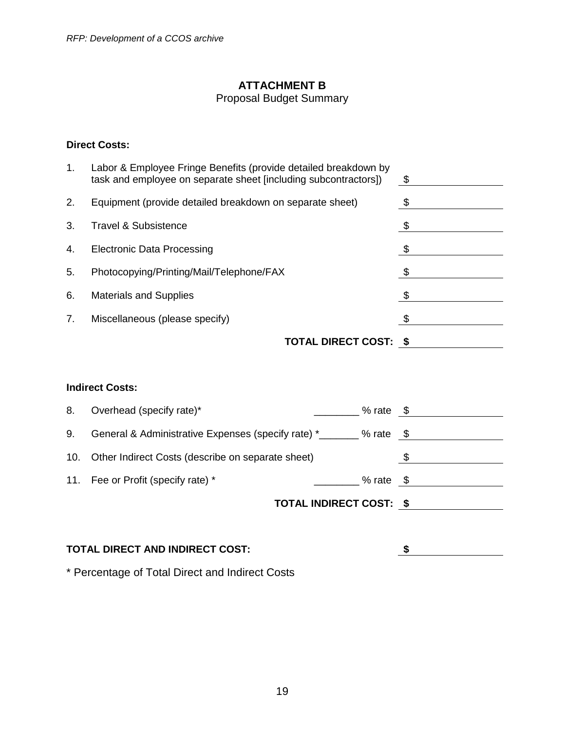# ATTACHMENT B

Proposal Budget Summary

**Direct Costs:**

| | | | |
|---|---|---|---|
| 1. | Labor & Employee Fringe Benefits (provide detailed breakdown by task and employee on separate sheet [including subcontractors]) | | $ |
| 2. | Equipment (provide detailed breakdown on separate sheet) | | $ |
| 3. | Travel & Subsistence | | $ |
| 4. | Electronic Data Processing | | $ |
| 5. | Photocopying/Printing/Mail/Telephone/FAX | | $ |
| 6. | Materials and Supplies | | $ |
| 7. | Miscellaneous (please specify) | | $ |
| | **TOTAL DIRECT COST:** | | **$** |

**Indirect Costs:**

| | | | |
|---|---|---|---|
| 8. | Overhead (specify rate)* | ________ % rate | $ |
| 9. | General & Administrative Expenses (specify rate) * | _______ % rate | $ |
| 10. | Other Indirect Costs (describe on separate sheet) | | $ |
| 11. | Fee or Profit (specify rate) * | ________ % rate | $ |
| | **TOTAL INDIRECT COST:** | | **$** |

**TOTAL DIRECT AND INDIRECT COST:** **$**

* Percentage of Total Direct and Indirect Costs